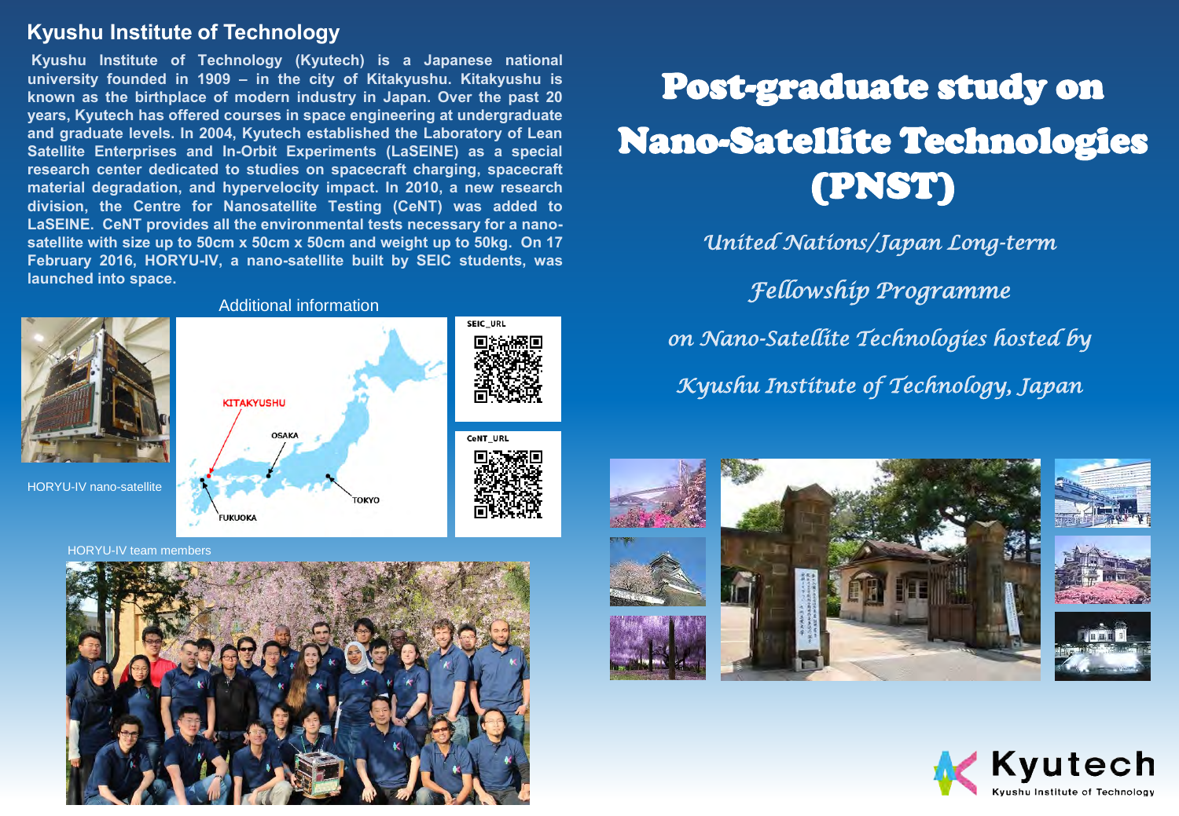## Kyushu Institute of Technology

**Kyushu Institute of Technology (Kyutech) is a Japanese national university founded in 1909 – in the city of Kitakyushu. Kitakyushu is known as the birthplace of modern industry in Japan. Over the past 20 years, Kyutech has offered courses in space engineering at undergraduate and graduate levels. In 2004, Kyutech established the Laboratory of Lean Satellite Enterprises and In-Orbit Experiments (LaSEINE) as a special research center dedicated to studies on spacecraft charging, spacecraft material degradation, and hypervelocity impact. In 2010, a new research division, the Centre for Nanosatellite Testing (CeNT) was added to LaSEINE. CeNT provides all the environmental tests necessary for a nano-satellite with size up to 50cm x 50cm x 50cm and weight up to 50kg. On 17 February 2016, HORYU-IV, a nano-satellite built by SEIC students, was launched into space.**

Additional information

HORYU-IV nano-satellite

KITAKYUSHU

OSAKA

TOKYO

FUKUOKA

SEIC_URL

CeNT_URL

HORYU-IV team members

# Post-graduate study on Nano-Satellite Technologies (PNST)

*United Nations/Japan Long-term Fellowship Programme on Nano-Satellite Technologies hosted by Kyushu Institute of Technology, Japan*

Kyutech

Kyushu Institute of Technology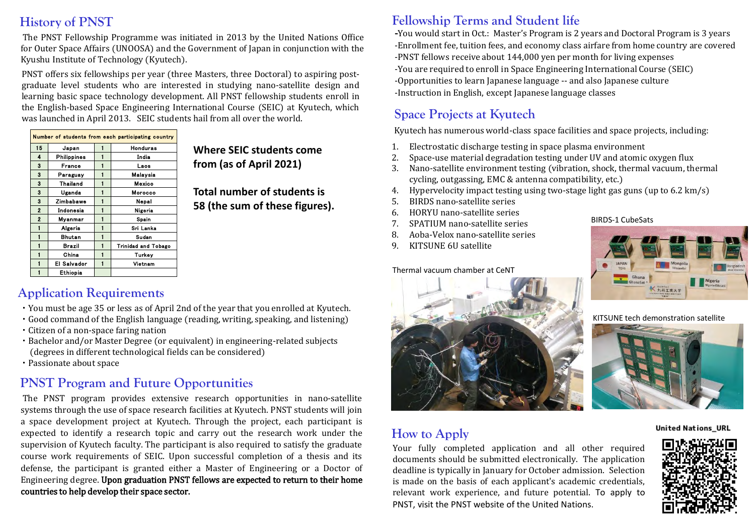## History of PNST

The PNST Fellowship Programme was initiated in 2013 by the United Nations Office for Outer Space Affairs (UNOOSA) and the Government of Japan in conjunction with the Kyushu Institute of Technology (Kyutech).

PNST offers six fellowships per year (three Masters, three Doctoral) to aspiring post-graduate level students who are interested in studying nano-satellite design and learning basic space technology development. All PNST fellowship students enroll in the English-based Space Engineering International Course (SEIC) at Kyutech, which was launched in April 2013. SEIC students hail from all over the world.

| Number of students from each participating country | | | |
|---|---|---|---|
| 15 | Japan | 1 | Honduras |
| 4 | Philippines | 1 | India |
| 3 | France | 1 | Laos |
| 3 | Paraguay | 1 | Malaysia |
| 3 | Thailand | 1 | Mexico |
| 3 | Uganda | 1 | Morocco |
| 3 | Zimbabawe | 1 | Nepal |
| 2 | Indonesia | 1 | Nigeria |
| 2 | Myanmar | 1 | Spain |
| 1 | Algeria | 1 | Sri Lanka |
| 1 | Bhutan | 1 | Sudan |
| 1 | Brazil | 1 | Trinidad and Tobago |
| 1 | China | 1 | Turkey |
| 1 | El Salvador | 1 | Vietnam |
| 1 | Ethiopia | | |

**Where SEIC students come from (as of April 2021)**

**Total number of students is 58 (the sum of these figures).**

## Application Requirements

- You must be age 35 or less as of April 2nd of the year that you enrolled at Kyutech.
- Good command of the English language (reading, writing, speaking, and listening)
- Citizen of a non-space faring nation
- Bachelor and/or Master Degree (or equivalent) in engineering-related subjects (degrees in different technological fields can be considered)
- Passionate about space

## PNST Program and Future Opportunities

The PNST program provides extensive research opportunities in nano-satellite systems through the use of space research facilities at Kyutech. PNST students will join a space development project at Kyutech. Through the project, each participant is expected to identify a research topic and carry out the research work under the supervision of Kyutech faculty. The participant is also required to satisfy the graduate course work requirements of SEIC. Upon successful completion of a thesis and its defense, the participant is granted either a Master of Engineering or a Doctor of Engineering degree. **Upon graduation PNST fellows are expected to return to their home countries to help develop their space sector.**

## Fellowship Terms and Student life

- You would start in Oct.: Master's Program is 2 years and Doctoral Program is 3 years
- Enrollment fee, tuition fees, and economy class airfare from home country are covered
- PNST fellows receive about 144,000 yen per month for living expenses
- You are required to enroll in Space Engineering International Course (SEIC)
- Opportunities to learn Japanese language -- and also Japanese culture
- Instruction in English, except Japanese language classes

## Space Projects at Kyutech

Kyutech has numerous world-class space facilities and space projects, including:

1. Electrostatic discharge testing in space plasma environment
2. Space-use material degradation testing under UV and atomic oxygen flux
3. Nano-satellite environment testing (vibration, shock, thermal vacuum, thermal cycling, outgassing, EMC & antenna compatibility, etc.)
4. Hypervelocity impact testing using two-stage light gas guns (up to 6.2 km/s)
5. BIRDS nano-satellite series
6. HORYU nano-satellite series
7. SPATIUM nano-satellite series
8. Aoba-Velox nano-satellite series
9. KITSUNE 6U satellite

BIRDS-1 CubeSats

Thermal vacuum chamber at CeNT

KITSUNE tech demonstration satellite

## How to Apply

Your fully completed application and all other required documents should be submitted electronically. The application deadline is typically in January for October admission. Selection is made on the basis of each applicant's academic credentials, relevant work experience, and future potential. To apply to PNST, visit the PNST website of the United Nations.

United Nations_URL